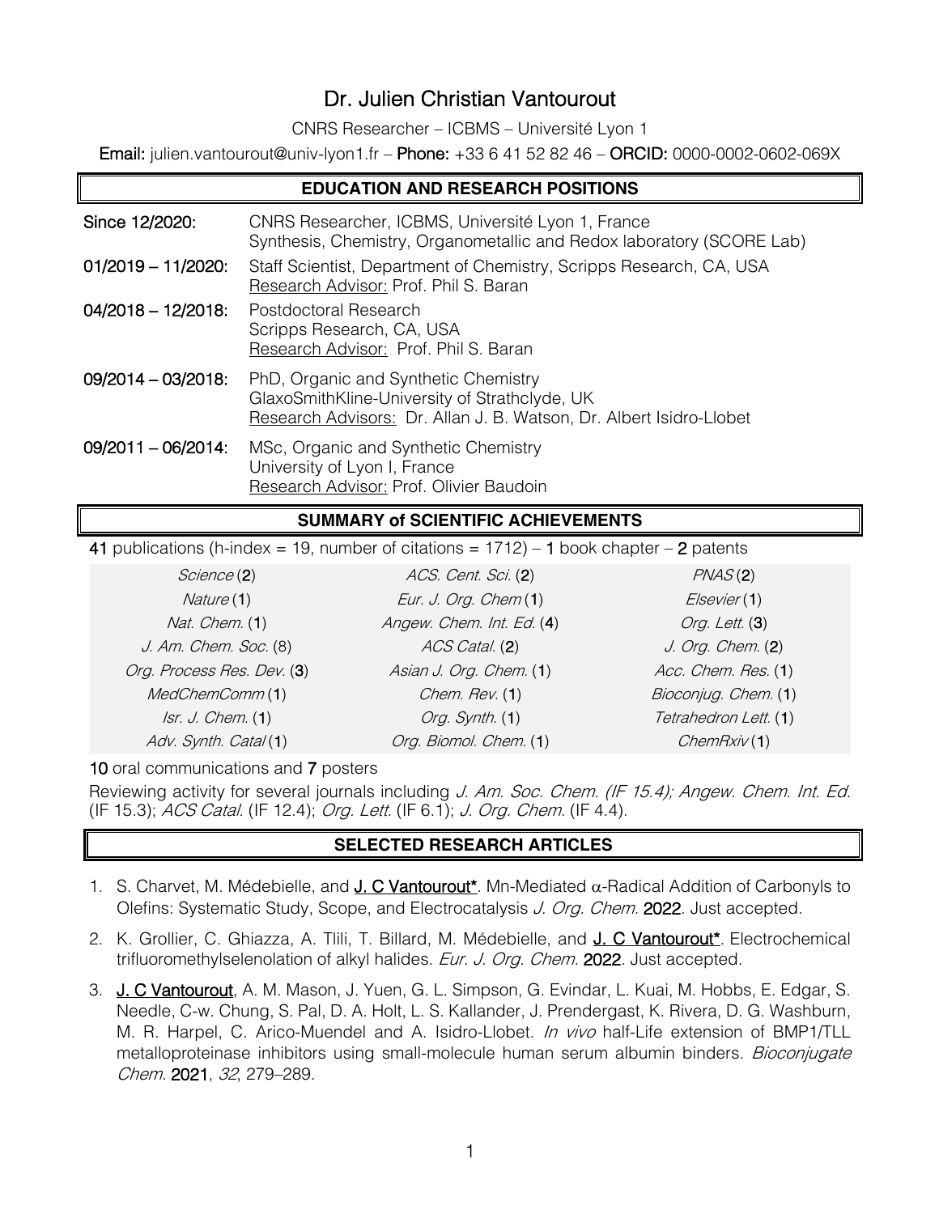# Dr. Julien Christian Vantourout

CNRS Researcher – ICBMS – Université Lyon 1

**Email:** julien.vantourout@univ-lyon1.fr – **Phone:** +33 6 41 52 82 46 – **ORCID:** 0000-0002-0602-069X

## EDUCATION AND RESEARCH POSITIONS

**Since 12/2020:** CNRS Researcher, ICBMS, Université Lyon 1, France
Synthesis, Chemistry, Organometallic and Redox laboratory (SCORE Lab)

**01/2019 – 11/2020:** Staff Scientist, Department of Chemistry, Scripps Research, CA, USA
Research Advisor: Prof. Phil S. Baran

**04/2018 – 12/2018:** Postdoctoral Research
Scripps Research, CA, USA
Research Advisor: Prof. Phil S. Baran

**09/2014 – 03/2018:** PhD, Organic and Synthetic Chemistry
GlaxoSmithKline-University of Strathclyde, UK
Research Advisors: Dr. Allan J. B. Watson, Dr. Albert Isidro-Llobet

**09/2011 – 06/2014:** MSc, Organic and Synthetic Chemistry
University of Lyon I, France
Research Advisor: Prof. Olivier Baudoin

## SUMMARY of SCIENTIFIC ACHIEVEMENTS

**41** publications (h-index = 19, number of citations = 1712) – **1** book chapter – **2** patents

| | | |
|---|---|---|
| *Science* (**2**) | *ACS. Cent. Sci.* (**2**) | *PNAS* (**2**) |
| *Nature* (**1**) | *Eur. J. Org. Chem* (**1**) | *Elsevier* (**1**) |
| *Nat. Chem.* (**1**) | *Angew. Chem. Int. Ed.* (**4**) | *Org. Lett.* (**3**) |
| *J. Am. Chem. Soc.* (8) | *ACS Catal.* (**2**) | *J. Org. Chem.* (**2**) |
| *Org. Process Res. Dev.* (**3**) | *Asian J. Org. Chem.* (**1**) | *Acc. Chem. Res.* (**1**) |
| *MedChemComm* (**1**) | *Chem. Rev.* (**1**) | *Bioconjug. Chem.* (**1**) |
| *Isr. J. Chem.* (**1**) | *Org. Synth.* (**1**) | *Tetrahedron Lett.* (**1**) |
| *Adv. Synth. Catal* (**1**) | *Org. Biomol. Chem.* (**1**) | *ChemRxiv* (**1**) |

**10** oral communications and **7** posters

Reviewing activity for several journals including *J. Am. Soc. Chem. (IF 15.4); Angew. Chem. Int. Ed.* (IF 15.3); *ACS Catal.* (IF 12.4); *Org. Lett.* (IF 6.1); *J. Org. Chem.* (IF 4.4).

## SELECTED RESEARCH ARTICLES

1. S. Charvet, M. Médebielle, and **J. C Vantourout***. Mn-Mediated $\alpha$-Radical Addition of Carbonyls to Olefins: Systematic Study, Scope, and Electrocatalysis *J. Org. Chem.* **2022**. Just accepted.
2. K. Grollier, C. Ghiazza, A. Tlili, T. Billard, M. Médebielle, and **J. C Vantourout***. Electrochemical trifluoromethylselenolation of alkyl halides. *Eur. J. Org. Chem.* **2022**. Just accepted.
3. **J. C Vantourout**, A. M. Mason, J. Yuen, G. L. Simpson, G. Evindar, L. Kuai, M. Hobbs, E. Edgar, S. Needle, C-w. Chung, S. Pal, D. A. Holt, L. S. Kallander, J. Prendergast, K. Rivera, D. G. Washburn, M. R. Harpel, C. Arico-Muendel and A. Isidro-Llobet. *In vivo* half-Life extension of BMP1/TLL metalloproteinase inhibitors using small-molecule human serum albumin binders. *Bioconjugate Chem.* **2021**, *32*, 279–289.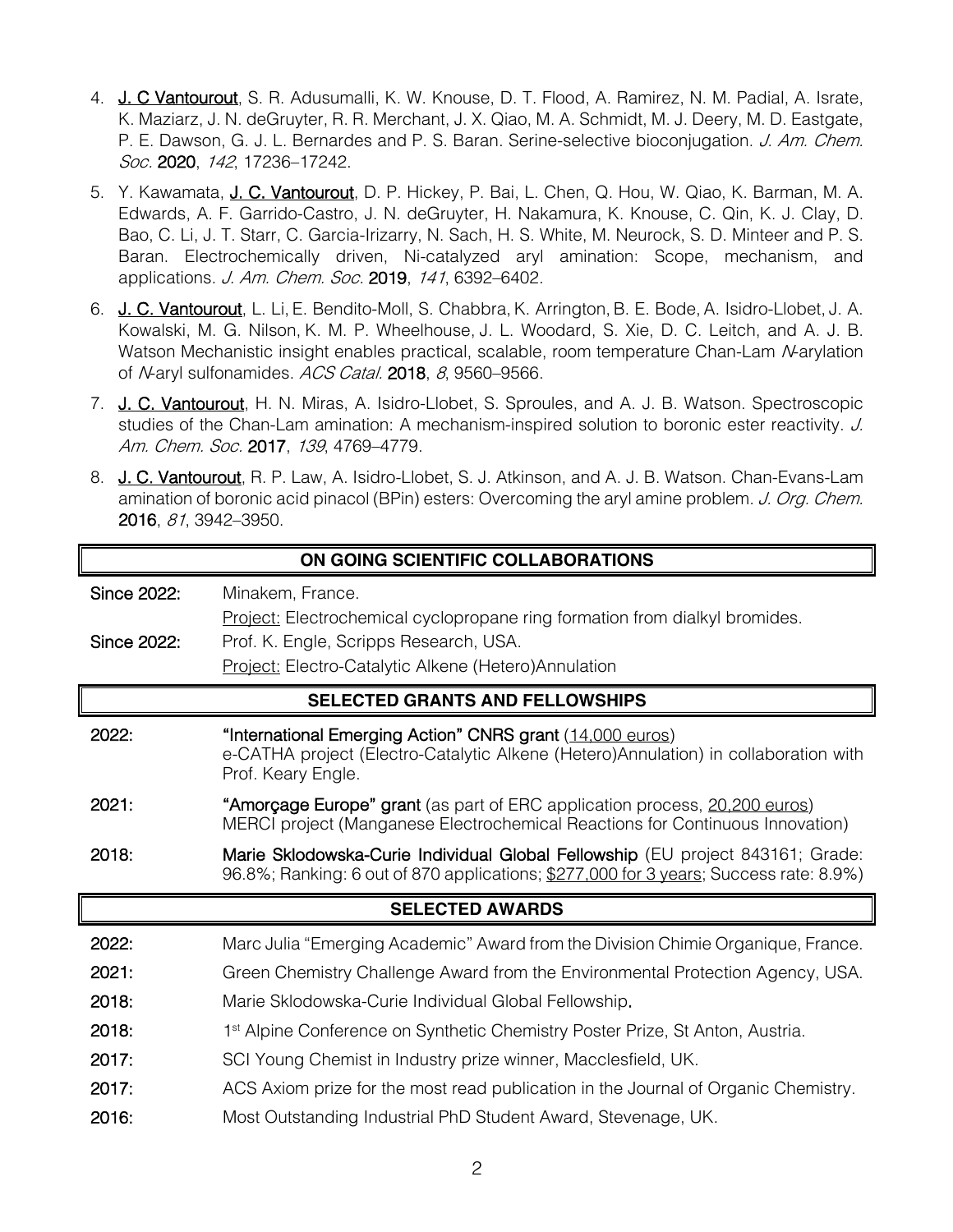4. **J. C Vantourout**, S. R. Adusumalli, K. W. Knouse, D. T. Flood, A. Ramirez, N. M. Padial, A. Israte, K. Maziarz, J. N. deGruyter, R. R. Merchant, J. X. Qiao, M. A. Schmidt, M. J. Deery, M. D. Eastgate, P. E. Dawson, G. J. L. Bernardes and P. S. Baran. Serine-selective bioconjugation. *J. Am. Chem. Soc.* **2020**, *142*, 17236–17242.

5. Y. Kawamata, **J. C. Vantourout**, D. P. Hickey, P. Bai, L. Chen, Q. Hou, W. Qiao, K. Barman, M. A. Edwards, A. F. Garrido-Castro, J. N. deGruyter, H. Nakamura, K. Knouse, C. Qin, K. J. Clay, D. Bao, C. Li, J. T. Starr, C. Garcia-Irizarry, N. Sach, H. S. White, M. Neurock, S. D. Minteer and P. S. Baran. Electrochemically driven, Ni-catalyzed aryl amination: Scope, mechanism, and applications. *J. Am. Chem. Soc.* **2019**, *141*, 6392–6402.

6. **J. C. Vantourout**, L. Li, E. Bendito-Moll, S. Chabbra, K. Arrington, B. E. Bode, A. Isidro-Llobet, J. A. Kowalski, M. G. Nilson, K. M. P. Wheelhouse, J. L. Woodard, S. Xie, D. C. Leitch, and A. J. B. Watson Mechanistic insight enables practical, scalable, room temperature Chan-Lam *N*-arylation of *N*-aryl sulfonamides. *ACS Catal.* **2018**, *8*, 9560–9566.

7. **J. C. Vantourout**, H. N. Miras, A. Isidro-Llobet, S. Sproules, and A. J. B. Watson. Spectroscopic studies of the Chan-Lam amination: A mechanism-inspired solution to boronic ester reactivity. *J. Am. Chem. Soc.* **2017**, *139*, 4769–4779.

8. **J. C. Vantourout**, R. P. Law, A. Isidro-Llobet, S. J. Atkinson, and A. J. B. Watson. Chan-Evans-Lam amination of boronic acid pinacol (BPin) esters: Overcoming the aryl amine problem. *J. Org. Chem.* **2016**, *81*, 3942–3950.

## ON GOING SCIENTIFIC COLLABORATIONS

**Since 2022:** Minakem, France.
Project: Electrochemical cyclopropane ring formation from dialkyl bromides.

**Since 2022:** Prof. K. Engle, Scripps Research, USA.
Project: Electro-Catalytic Alkene (Hetero)Annulation

## SELECTED GRANTS AND FELLOWSHIPS

**2022:** **"International Emerging Action" CNRS grant** (14,000 euros)
e-CATHA project (Electro-Catalytic Alkene (Hetero)Annulation) in collaboration with Prof. Keary Engle.

**2021:** **"Amorçage Europe" grant** (as part of ERC application process, 20,200 euros)
MERCI project (Manganese Electrochemical Reactions for Continuous Innovation)

**2018:** **Marie Sklodowska-Curie Individual Global Fellowship** (EU project 843161; Grade: 96.8%; Ranking: 6 out of 870 applications; $277,000 for 3 years; Success rate: 8.9%)

## SELECTED AWARDS

**2022:** Marc Julia "Emerging Academic" Award from the Division Chimie Organique, France.

**2021:** Green Chemistry Challenge Award from the Environmental Protection Agency, USA.

**2018:** Marie Sklodowska-Curie Individual Global Fellowship.

**2018:** 1st Alpine Conference on Synthetic Chemistry Poster Prize, St Anton, Austria.

**2017:** SCI Young Chemist in Industry prize winner, Macclesfield, UK.

**2017:** ACS Axiom prize for the most read publication in the Journal of Organic Chemistry.

**2016:** Most Outstanding Industrial PhD Student Award, Stevenage, UK.